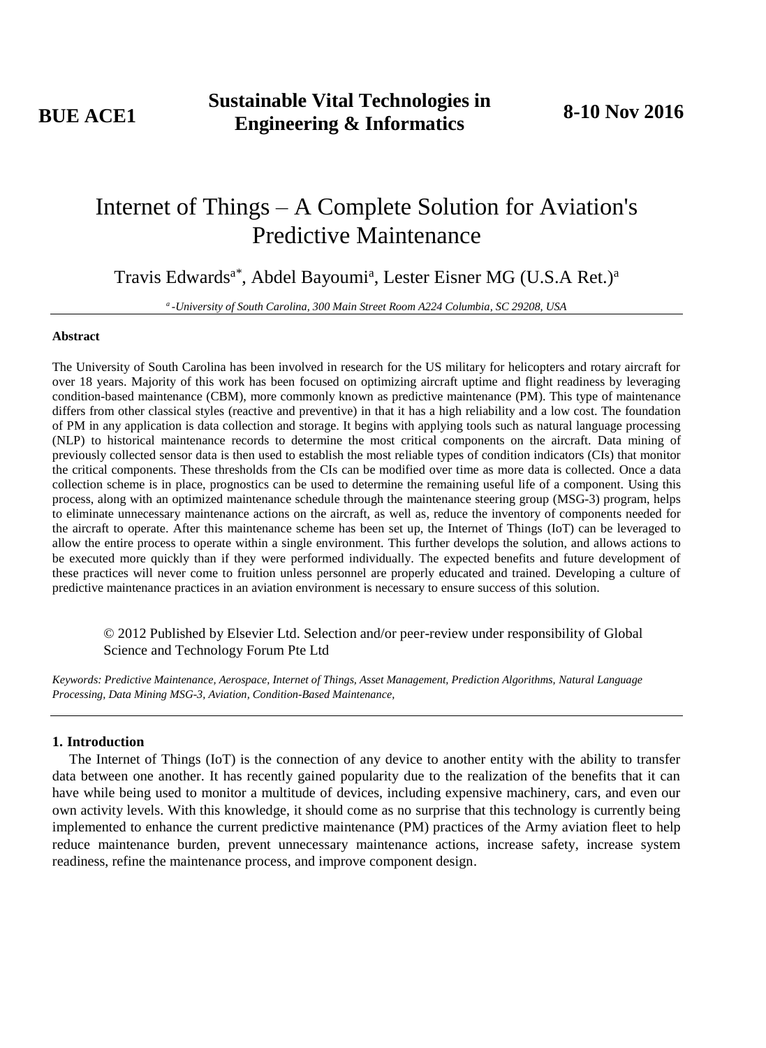# Internet of Things – A Complete Solution for Aviation's Predictive Maintenance

Travis Edwards[a*], Abdel Bayoumi[a], Lester Eisner MG (U.S.A Ret.)[a]

*[a] -University of South Carolina, 300 Main Street Room A224 Columbia, SC 29208, USA*

---

**Abstract**

The University of South Carolina has been involved in research for the US military for helicopters and rotary aircraft for over 18 years. Majority of this work has been focused on optimizing aircraft uptime and flight readiness by leveraging condition-based maintenance (CBM), more commonly known as predictive maintenance (PM). This type of maintenance differs from other classical styles (reactive and preventive) in that it has a high reliability and a low cost. The foundation of PM in any application is data collection and storage. It begins with applying tools such as natural language processing (NLP) to historical maintenance records to determine the most critical components on the aircraft. Data mining of previously collected sensor data is then used to establish the most reliable types of condition indicators (CIs) that monitor the critical components. These thresholds from the CIs can be modified over time as more data is collected. Once a data collection scheme is in place, prognostics can be used to determine the remaining useful life of a component. Using this process, along with an optimized maintenance schedule through the maintenance steering group (MSG-3) program, helps to eliminate unnecessary maintenance actions on the aircraft, as well as, reduce the inventory of components needed for the aircraft to operate. After this maintenance scheme has been set up, the Internet of Things (IoT) can be leveraged to allow the entire process to operate within a single environment. This further develops the solution, and allows actions to be executed more quickly than if they were performed individually. The expected benefits and future development of these practices will never come to fruition unless personnel are properly educated and trained. Developing a culture of predictive maintenance practices in an aviation environment is necessary to ensure success of this solution.

© 2012 Published by Elsevier Ltd. Selection and/or peer-review under responsibility of Global Science and Technology Forum Pte Ltd

*Keywords: Predictive Maintenance, Aerospace, Internet of Things, Asset Management, Prediction Algorithms, Natural Language Processing, Data Mining MSG-3, Aviation, Condition-Based Maintenance,*

---

## 1. Introduction

The Internet of Things (IoT) is the connection of any device to another entity with the ability to transfer data between one another. It has recently gained popularity due to the realization of the benefits that it can have while being used to monitor a multitude of devices, including expensive machinery, cars, and even our own activity levels. With this knowledge, it should come as no surprise that this technology is currently being implemented to enhance the current predictive maintenance (PM) practices of the Army aviation fleet to help reduce maintenance burden, prevent unnecessary maintenance actions, increase safety, increase system readiness, refine the maintenance process, and improve component design.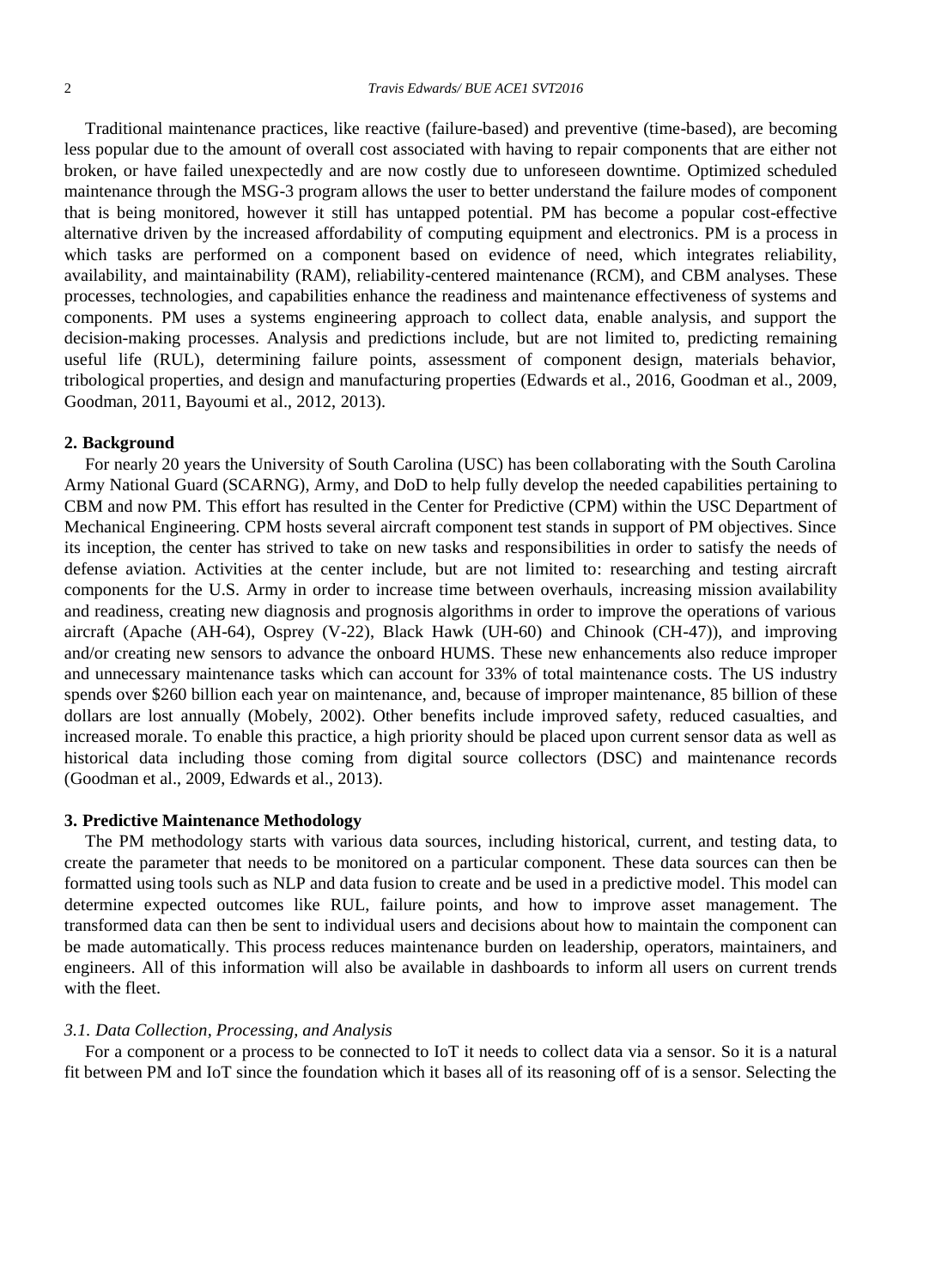Traditional maintenance practices, like reactive (failure-based) and preventive (time-based), are becoming less popular due to the amount of overall cost associated with having to repair components that are either not broken, or have failed unexpectedly and are now costly due to unforeseen downtime. Optimized scheduled maintenance through the MSG-3 program allows the user to better understand the failure modes of component that is being monitored, however it still has untapped potential. PM has become a popular cost-effective alternative driven by the increased affordability of computing equipment and electronics. PM is a process in which tasks are performed on a component based on evidence of need, which integrates reliability, availability, and maintainability (RAM), reliability-centered maintenance (RCM), and CBM analyses. These processes, technologies, and capabilities enhance the readiness and maintenance effectiveness of systems and components. PM uses a systems engineering approach to collect data, enable analysis, and support the decision-making processes. Analysis and predictions include, but are not limited to, predicting remaining useful life (RUL), determining failure points, assessment of component design, materials behavior, tribological properties, and design and manufacturing properties (Edwards et al., 2016, Goodman et al., 2009, Goodman, 2011, Bayoumi et al., 2012, 2013).

## 2. Background

For nearly 20 years the University of South Carolina (USC) has been collaborating with the South Carolina Army National Guard (SCARNG), Army, and DoD to help fully develop the needed capabilities pertaining to CBM and now PM. This effort has resulted in the Center for Predictive (CPM) within the USC Department of Mechanical Engineering. CPM hosts several aircraft component test stands in support of PM objectives. Since its inception, the center has strived to take on new tasks and responsibilities in order to satisfy the needs of defense aviation. Activities at the center include, but are not limited to: researching and testing aircraft components for the U.S. Army in order to increase time between overhauls, increasing mission availability and readiness, creating new diagnosis and prognosis algorithms in order to improve the operations of various aircraft (Apache (AH-64), Osprey (V-22), Black Hawk (UH-60) and Chinook (CH-47)), and improving and/or creating new sensors to advance the onboard HUMS. These new enhancements also reduce improper and unnecessary maintenance tasks which can account for 33% of total maintenance costs. The US industry spends over $260 billion each year on maintenance, and, because of improper maintenance, 85 billion of these dollars are lost annually (Mobely, 2002). Other benefits include improved safety, reduced casualties, and increased morale. To enable this practice, a high priority should be placed upon current sensor data as well as historical data including those coming from digital source collectors (DSC) and maintenance records (Goodman et al., 2009, Edwards et al., 2013).

## 3. Predictive Maintenance Methodology

The PM methodology starts with various data sources, including historical, current, and testing data, to create the parameter that needs to be monitored on a particular component. These data sources can then be formatted using tools such as NLP and data fusion to create and be used in a predictive model. This model can determine expected outcomes like RUL, failure points, and how to improve asset management. The transformed data can then be sent to individual users and decisions about how to maintain the component can be made automatically. This process reduces maintenance burden on leadership, operators, maintainers, and engineers. All of this information will also be available in dashboards to inform all users on current trends with the fleet.

### *3.1. Data Collection, Processing, and Analysis*

For a component or a process to be connected to IoT it needs to collect data via a sensor. So it is a natural fit between PM and IoT since the foundation which it bases all of its reasoning off of is a sensor. Selecting the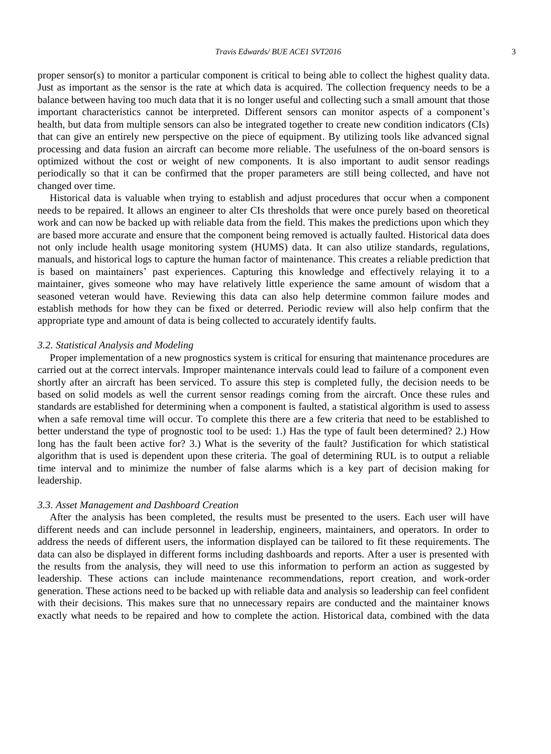proper sensor(s) to monitor a particular component is critical to being able to collect the highest quality data. Just as important as the sensor is the rate at which data is acquired. The collection frequency needs to be a balance between having too much data that it is no longer useful and collecting such a small amount that those important characteristics cannot be interpreted. Different sensors can monitor aspects of a component's health, but data from multiple sensors can also be integrated together to create new condition indicators (CIs) that can give an entirely new perspective on the piece of equipment. By utilizing tools like advanced signal processing and data fusion an aircraft can become more reliable. The usefulness of the on-board sensors is optimized without the cost or weight of new components. It is also important to audit sensor readings periodically so that it can be confirmed that the proper parameters are still being collected, and have not changed over time.

Historical data is valuable when trying to establish and adjust procedures that occur when a component needs to be repaired. It allows an engineer to alter CIs thresholds that were once purely based on theoretical work and can now be backed up with reliable data from the field. This makes the predictions upon which they are based more accurate and ensure that the component being removed is actually faulted. Historical data does not only include health usage monitoring system (HUMS) data. It can also utilize standards, regulations, manuals, and historical logs to capture the human factor of maintenance. This creates a reliable prediction that is based on maintainers' past experiences. Capturing this knowledge and effectively relaying it to a maintainer, gives someone who may have relatively little experience the same amount of wisdom that a seasoned veteran would have. Reviewing this data can also help determine common failure modes and establish methods for how they can be fixed or deterred. Periodic review will also help confirm that the appropriate type and amount of data is being collected to accurately identify faults.

### *3.2. Statistical Analysis and Modeling*

Proper implementation of a new prognostics system is critical for ensuring that maintenance procedures are carried out at the correct intervals. Improper maintenance intervals could lead to failure of a component even shortly after an aircraft has been serviced. To assure this step is completed fully, the decision needs to be based on solid models as well the current sensor readings coming from the aircraft. Once these rules and standards are established for determining when a component is faulted, a statistical algorithm is used to assess when a safe removal time will occur. To complete this there are a few criteria that need to be established to better understand the type of prognostic tool to be used: 1.) Has the type of fault been determined? 2.) How long has the fault been active for? 3.) What is the severity of the fault? Justification for which statistical algorithm that is used is dependent upon these criteria. The goal of determining RUL is to output a reliable time interval and to minimize the number of false alarms which is a key part of decision making for leadership.

### *3.3. Asset Management and Dashboard Creation*

After the analysis has been completed, the results must be presented to the users. Each user will have different needs and can include personnel in leadership, engineers, maintainers, and operators. In order to address the needs of different users, the information displayed can be tailored to fit these requirements. The data can also be displayed in different forms including dashboards and reports. After a user is presented with the results from the analysis, they will need to use this information to perform an action as suggested by leadership. These actions can include maintenance recommendations, report creation, and work-order generation. These actions need to be backed up with reliable data and analysis so leadership can feel confident with their decisions. This makes sure that no unnecessary repairs are conducted and the maintainer knows exactly what needs to be repaired and how to complete the action. Historical data, combined with the data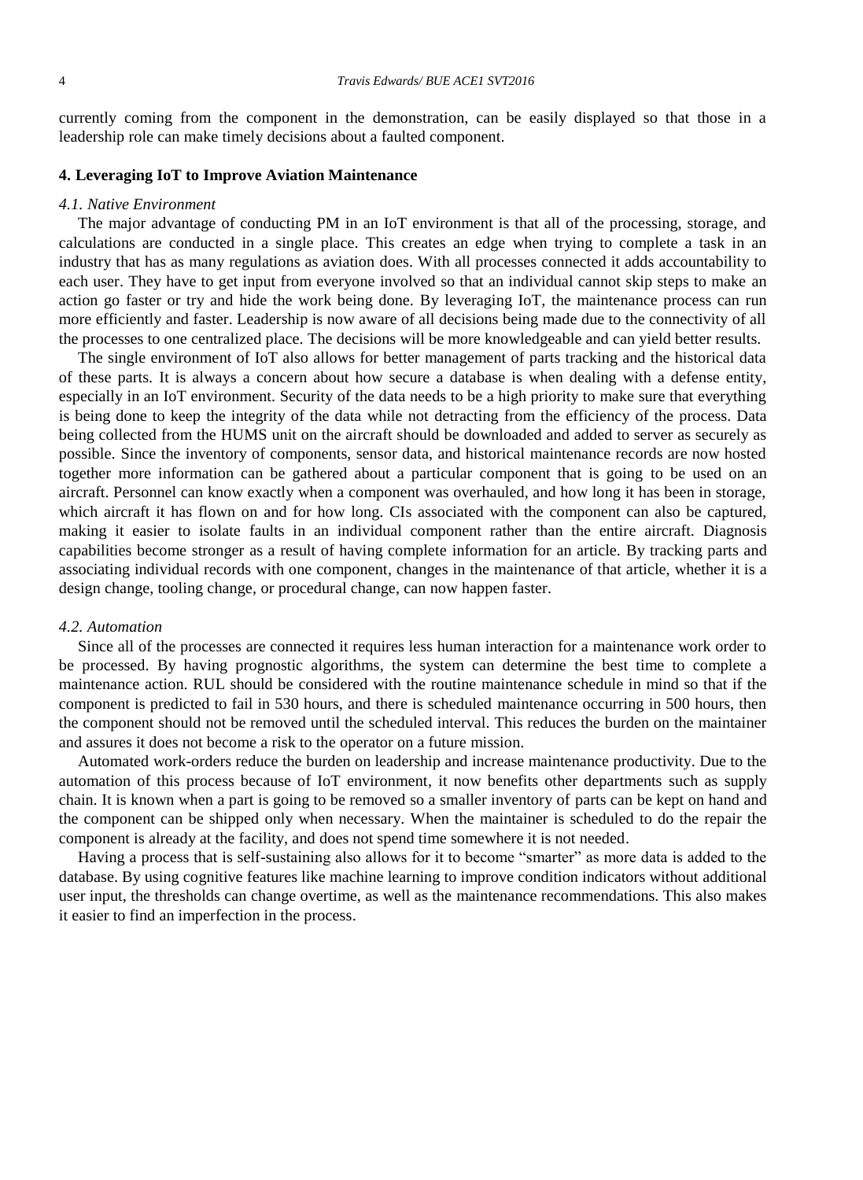currently coming from the component in the demonstration, can be easily displayed so that those in a leadership role can make timely decisions about a faulted component.

## 4. Leveraging IoT to Improve Aviation Maintenance

### *4.1. Native Environment*

The major advantage of conducting PM in an IoT environment is that all of the processing, storage, and calculations are conducted in a single place. This creates an edge when trying to complete a task in an industry that has as many regulations as aviation does. With all processes connected it adds accountability to each user. They have to get input from everyone involved so that an individual cannot skip steps to make an action go faster or try and hide the work being done. By leveraging IoT, the maintenance process can run more efficiently and faster. Leadership is now aware of all decisions being made due to the connectivity of all the processes to one centralized place. The decisions will be more knowledgeable and can yield better results.

The single environment of IoT also allows for better management of parts tracking and the historical data of these parts. It is always a concern about how secure a database is when dealing with a defense entity, especially in an IoT environment. Security of the data needs to be a high priority to make sure that everything is being done to keep the integrity of the data while not detracting from the efficiency of the process. Data being collected from the HUMS unit on the aircraft should be downloaded and added to server as securely as possible. Since the inventory of components, sensor data, and historical maintenance records are now hosted together more information can be gathered about a particular component that is going to be used on an aircraft. Personnel can know exactly when a component was overhauled, and how long it has been in storage, which aircraft it has flown on and for how long. CIs associated with the component can also be captured, making it easier to isolate faults in an individual component rather than the entire aircraft. Diagnosis capabilities become stronger as a result of having complete information for an article. By tracking parts and associating individual records with one component, changes in the maintenance of that article, whether it is a design change, tooling change, or procedural change, can now happen faster.

### *4.2. Automation*

Since all of the processes are connected it requires less human interaction for a maintenance work order to be processed. By having prognostic algorithms, the system can determine the best time to complete a maintenance action. RUL should be considered with the routine maintenance schedule in mind so that if the component is predicted to fail in 530 hours, and there is scheduled maintenance occurring in 500 hours, then the component should not be removed until the scheduled interval. This reduces the burden on the maintainer and assures it does not become a risk to the operator on a future mission.

Automated work-orders reduce the burden on leadership and increase maintenance productivity. Due to the automation of this process because of IoT environment, it now benefits other departments such as supply chain. It is known when a part is going to be removed so a smaller inventory of parts can be kept on hand and the component can be shipped only when necessary. When the maintainer is scheduled to do the repair the component is already at the facility, and does not spend time somewhere it is not needed.

Having a process that is self-sustaining also allows for it to become "smarter" as more data is added to the database. By using cognitive features like machine learning to improve condition indicators without additional user input, the thresholds can change overtime, as well as the maintenance recommendations. This also makes it easier to find an imperfection in the process.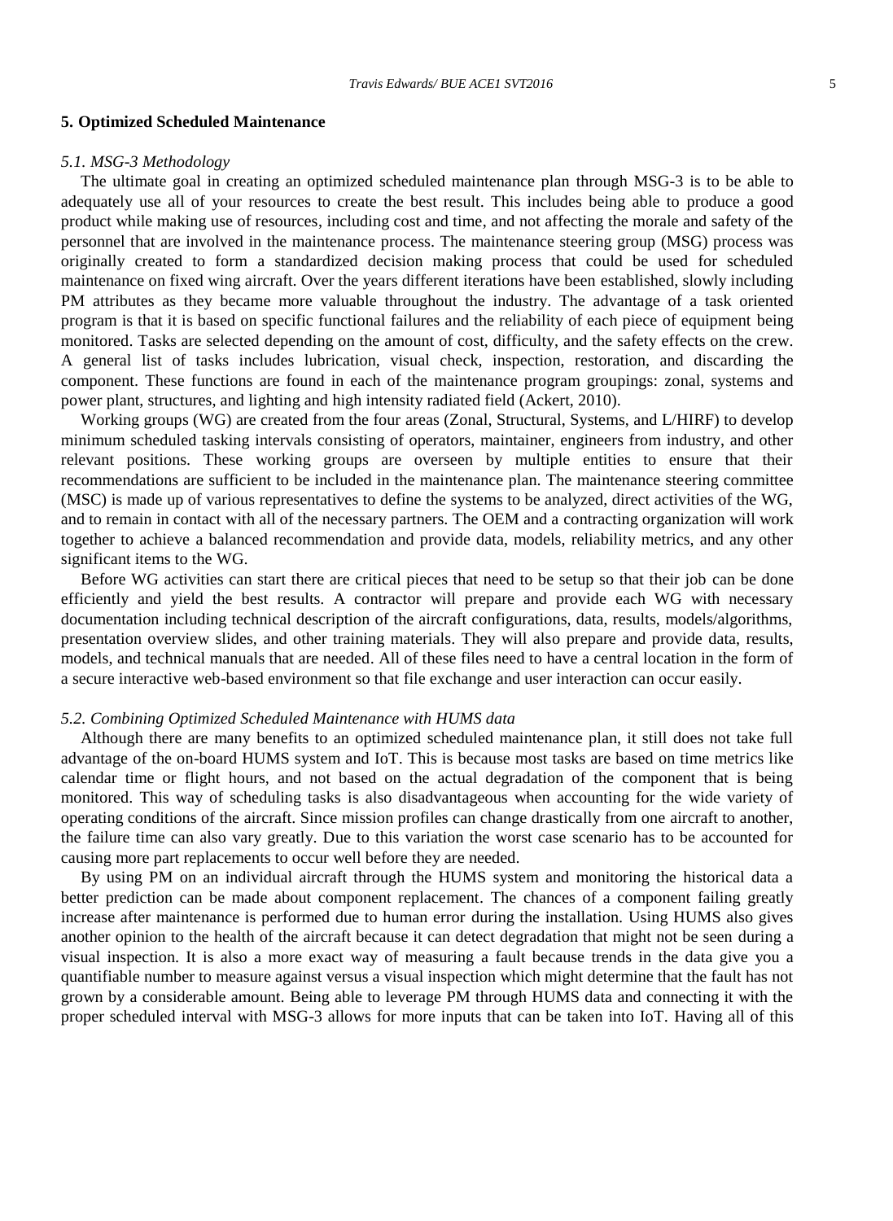## 5. Optimized Scheduled Maintenance

### *5.1. MSG-3 Methodology*

The ultimate goal in creating an optimized scheduled maintenance plan through MSG-3 is to be able to adequately use all of your resources to create the best result. This includes being able to produce a good product while making use of resources, including cost and time, and not affecting the morale and safety of the personnel that are involved in the maintenance process. The maintenance steering group (MSG) process was originally created to form a standardized decision making process that could be used for scheduled maintenance on fixed wing aircraft. Over the years different iterations have been established, slowly including PM attributes as they became more valuable throughout the industry. The advantage of a task oriented program is that it is based on specific functional failures and the reliability of each piece of equipment being monitored. Tasks are selected depending on the amount of cost, difficulty, and the safety effects on the crew. A general list of tasks includes lubrication, visual check, inspection, restoration, and discarding the component. These functions are found in each of the maintenance program groupings: zonal, systems and power plant, structures, and lighting and high intensity radiated field (Ackert, 2010).

Working groups (WG) are created from the four areas (Zonal, Structural, Systems, and L/HIRF) to develop minimum scheduled tasking intervals consisting of operators, maintainer, engineers from industry, and other relevant positions. These working groups are overseen by multiple entities to ensure that their recommendations are sufficient to be included in the maintenance plan. The maintenance steering committee (MSC) is made up of various representatives to define the systems to be analyzed, direct activities of the WG, and to remain in contact with all of the necessary partners. The OEM and a contracting organization will work together to achieve a balanced recommendation and provide data, models, reliability metrics, and any other significant items to the WG.

Before WG activities can start there are critical pieces that need to be setup so that their job can be done efficiently and yield the best results. A contractor will prepare and provide each WG with necessary documentation including technical description of the aircraft configurations, data, results, models/algorithms, presentation overview slides, and other training materials. They will also prepare and provide data, results, models, and technical manuals that are needed. All of these files need to have a central location in the form of a secure interactive web-based environment so that file exchange and user interaction can occur easily.

### *5.2. Combining Optimized Scheduled Maintenance with HUMS data*

Although there are many benefits to an optimized scheduled maintenance plan, it still does not take full advantage of the on-board HUMS system and IoT. This is because most tasks are based on time metrics like calendar time or flight hours, and not based on the actual degradation of the component that is being monitored. This way of scheduling tasks is also disadvantageous when accounting for the wide variety of operating conditions of the aircraft. Since mission profiles can change drastically from one aircraft to another, the failure time can also vary greatly. Due to this variation the worst case scenario has to be accounted for causing more part replacements to occur well before they are needed.

By using PM on an individual aircraft through the HUMS system and monitoring the historical data a better prediction can be made about component replacement. The chances of a component failing greatly increase after maintenance is performed due to human error during the installation. Using HUMS also gives another opinion to the health of the aircraft because it can detect degradation that might not be seen during a visual inspection. It is also a more exact way of measuring a fault because trends in the data give you a quantifiable number to measure against versus a visual inspection which might determine that the fault has not grown by a considerable amount. Being able to leverage PM through HUMS data and connecting it with the proper scheduled interval with MSG-3 allows for more inputs that can be taken into IoT. Having all of this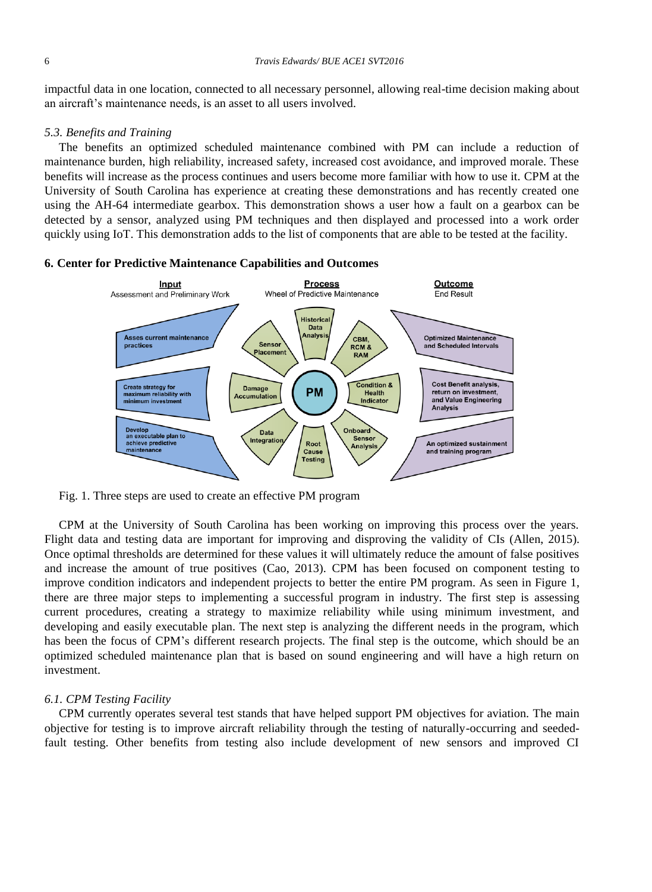impactful data in one location, connected to all necessary personnel, allowing real-time decision making about an aircraft's maintenance needs, is an asset to all users involved.

### *5.3. Benefits and Training*

The benefits an optimized scheduled maintenance combined with PM can include a reduction of maintenance burden, high reliability, increased safety, increased cost avoidance, and improved morale. These benefits will increase as the process continues and users become more familiar with how to use it. CPM at the University of South Carolina has experience at creating these demonstrations and has recently created one using the AH-64 intermediate gearbox. This demonstration shows a user how a fault on a gearbox can be detected by a sensor, analyzed using PM techniques and then displayed and processed into a work order quickly using IoT. This demonstration adds to the list of components that are able to be tested at the facility.

## 6. Center for Predictive Maintenance Capabilities and Outcomes

Fig. 1. Three steps are used to create an effective PM program

CPM at the University of South Carolina has been working on improving this process over the years. Flight data and testing data are important for improving and disproving the validity of CIs (Allen, 2015). Once optimal thresholds are determined for these values it will ultimately reduce the amount of false positives and increase the amount of true positives (Cao, 2013). CPM has been focused on component testing to improve condition indicators and independent projects to better the entire PM program. As seen in Figure 1, there are three major steps to implementing a successful program in industry. The first step is assessing current procedures, creating a strategy to maximize reliability while using minimum investment, and developing and easily executable plan. The next step is analyzing the different needs in the program, which has been the focus of CPM's different research projects. The final step is the outcome, which should be an optimized scheduled maintenance plan that is based on sound engineering and will have a high return on investment.

### *6.1. CPM Testing Facility*

CPM currently operates several test stands that have helped support PM objectives for aviation. The main objective for testing is to improve aircraft reliability through the testing of naturally-occurring and seeded-fault testing. Other benefits from testing also include development of new sensors and improved CI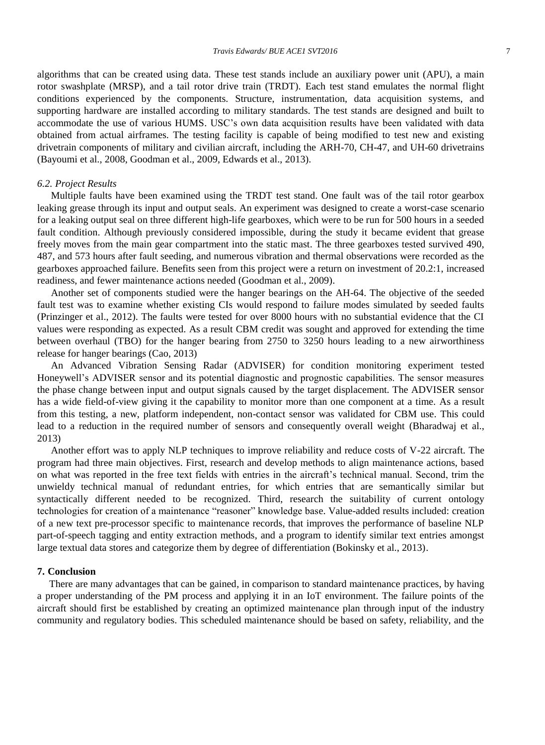algorithms that can be created using data. These test stands include an auxiliary power unit (APU), a main rotor swashplate (MRSP), and a tail rotor drive train (TRDT). Each test stand emulates the normal flight conditions experienced by the components. Structure, instrumentation, data acquisition systems, and supporting hardware are installed according to military standards. The test stands are designed and built to accommodate the use of various HUMS. USC's own data acquisition results have been validated with data obtained from actual airframes. The testing facility is capable of being modified to test new and existing drivetrain components of military and civilian aircraft, including the ARH-70, CH-47, and UH-60 drivetrains (Bayoumi et al., 2008, Goodman et al., 2009, Edwards et al., 2013).

### *6.2. Project Results*

Multiple faults have been examined using the TRDT test stand. One fault was of the tail rotor gearbox leaking grease through its input and output seals. An experiment was designed to create a worst-case scenario for a leaking output seal on three different high-life gearboxes, which were to be run for 500 hours in a seeded fault condition. Although previously considered impossible, during the study it became evident that grease freely moves from the main gear compartment into the static mast. The three gearboxes tested survived 490, 487, and 573 hours after fault seeding, and numerous vibration and thermal observations were recorded as the gearboxes approached failure. Benefits seen from this project were a return on investment of 20.2:1, increased readiness, and fewer maintenance actions needed (Goodman et al., 2009).

Another set of components studied were the hanger bearings on the AH-64. The objective of the seeded fault test was to examine whether existing CIs would respond to failure modes simulated by seeded faults (Prinzinger et al., 2012). The faults were tested for over 8000 hours with no substantial evidence that the CI values were responding as expected. As a result CBM credit was sought and approved for extending the time between overhaul (TBO) for the hanger bearing from 2750 to 3250 hours leading to a new airworthiness release for hanger bearings (Cao, 2013)

An Advanced Vibration Sensing Radar (ADVISER) for condition monitoring experiment tested Honeywell's ADVISER sensor and its potential diagnostic and prognostic capabilities. The sensor measures the phase change between input and output signals caused by the target displacement. The ADVISER sensor has a wide field-of-view giving it the capability to monitor more than one component at a time. As a result from this testing, a new, platform independent, non-contact sensor was validated for CBM use. This could lead to a reduction in the required number of sensors and consequently overall weight (Bharadwaj et al., 2013)

Another effort was to apply NLP techniques to improve reliability and reduce costs of V-22 aircraft. The program had three main objectives. First, research and develop methods to align maintenance actions, based on what was reported in the free text fields with entries in the aircraft's technical manual. Second, trim the unwieldy technical manual of redundant entries, for which entries that are semantically similar but syntactically different needed to be recognized. Third, research the suitability of current ontology technologies for creation of a maintenance "reasoner" knowledge base. Value-added results included: creation of a new text pre-processor specific to maintenance records, that improves the performance of baseline NLP part-of-speech tagging and entity extraction methods, and a program to identify similar text entries amongst large textual data stores and categorize them by degree of differentiation (Bokinsky et al., 2013).

## 7. Conclusion

There are many advantages that can be gained, in comparison to standard maintenance practices, by having a proper understanding of the PM process and applying it in an IoT environment. The failure points of the aircraft should first be established by creating an optimized maintenance plan through input of the industry community and regulatory bodies. This scheduled maintenance should be based on safety, reliability, and the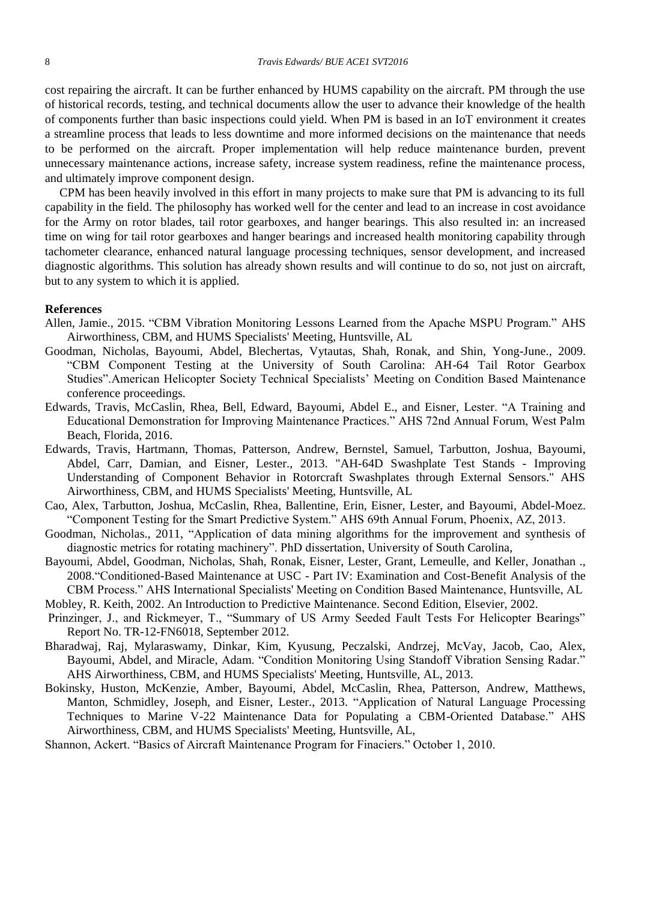cost repairing the aircraft. It can be further enhanced by HUMS capability on the aircraft. PM through the use of historical records, testing, and technical documents allow the user to advance their knowledge of the health of components further than basic inspections could yield. When PM is based in an IoT environment it creates a streamline process that leads to less downtime and more informed decisions on the maintenance that needs to be performed on the aircraft. Proper implementation will help reduce maintenance burden, prevent unnecessary maintenance actions, increase safety, increase system readiness, refine the maintenance process, and ultimately improve component design.

CPM has been heavily involved in this effort in many projects to make sure that PM is advancing to its full capability in the field. The philosophy has worked well for the center and lead to an increase in cost avoidance for the Army on rotor blades, tail rotor gearboxes, and hanger bearings. This also resulted in: an increased time on wing for tail rotor gearboxes and hanger bearings and increased health monitoring capability through tachometer clearance, enhanced natural language processing techniques, sensor development, and increased diagnostic algorithms. This solution has already shown results and will continue to do so, not just on aircraft, but to any system to which it is applied.

**References**

Allen, Jamie., 2015. "CBM Vibration Monitoring Lessons Learned from the Apache MSPU Program." AHS Airworthiness, CBM, and HUMS Specialists' Meeting, Huntsville, AL

Goodman, Nicholas, Bayoumi, Abdel, Blechertas, Vytautas, Shah, Ronak, and Shin, Yong-June., 2009. "CBM Component Testing at the University of South Carolina: AH-64 Tail Rotor Gearbox Studies".American Helicopter Society Technical Specialists' Meeting on Condition Based Maintenance conference proceedings.

Edwards, Travis, McCaslin, Rhea, Bell, Edward, Bayoumi, Abdel E., and Eisner, Lester. "A Training and Educational Demonstration for Improving Maintenance Practices." AHS 72nd Annual Forum, West Palm Beach, Florida, 2016.

Edwards, Travis, Hartmann, Thomas, Patterson, Andrew, Bernstel, Samuel, Tarbutton, Joshua, Bayoumi, Abdel, Carr, Damian, and Eisner, Lester., 2013. "AH-64D Swashplate Test Stands - Improving Understanding of Component Behavior in Rotorcraft Swashplates through External Sensors." AHS Airworthiness, CBM, and HUMS Specialists' Meeting, Huntsville, AL

Cao, Alex, Tarbutton, Joshua, McCaslin, Rhea, Ballentine, Erin, Eisner, Lester, and Bayoumi, Abdel-Moez. "Component Testing for the Smart Predictive System." AHS 69th Annual Forum, Phoenix, AZ, 2013.

Goodman, Nicholas., 2011, "Application of data mining algorithms for the improvement and synthesis of diagnostic metrics for rotating machinery". PhD dissertation, University of South Carolina,

Bayoumi, Abdel, Goodman, Nicholas, Shah, Ronak, Eisner, Lester, Grant, Lemeulle, and Keller, Jonathan ., 2008."Conditioned-Based Maintenance at USC - Part IV: Examination and Cost-Benefit Analysis of the CBM Process." AHS International Specialists' Meeting on Condition Based Maintenance, Huntsville, AL

Mobley, R. Keith, 2002. An Introduction to Predictive Maintenance. Second Edition, Elsevier, 2002.

Prinzinger, J., and Rickmeyer, T., "Summary of US Army Seeded Fault Tests For Helicopter Bearings" Report No. TR-12-FN6018, September 2012.

Bharadwaj, Raj, Mylaraswamy, Dinkar, Kim, Kyusung, Peczalski, Andrzej, McVay, Jacob, Cao, Alex, Bayoumi, Abdel, and Miracle, Adam. "Condition Monitoring Using Standoff Vibration Sensing Radar." AHS Airworthiness, CBM, and HUMS Specialists' Meeting, Huntsville, AL, 2013.

Bokinsky, Huston, McKenzie, Amber, Bayoumi, Abdel, McCaslin, Rhea, Patterson, Andrew, Matthews, Manton, Schmidley, Joseph, and Eisner, Lester., 2013. "Application of Natural Language Processing Techniques to Marine V-22 Maintenance Data for Populating a CBM-Oriented Database." AHS Airworthiness, CBM, and HUMS Specialists' Meeting, Huntsville, AL,

Shannon, Ackert. "Basics of Aircraft Maintenance Program for Finaciers." October 1, 2010.